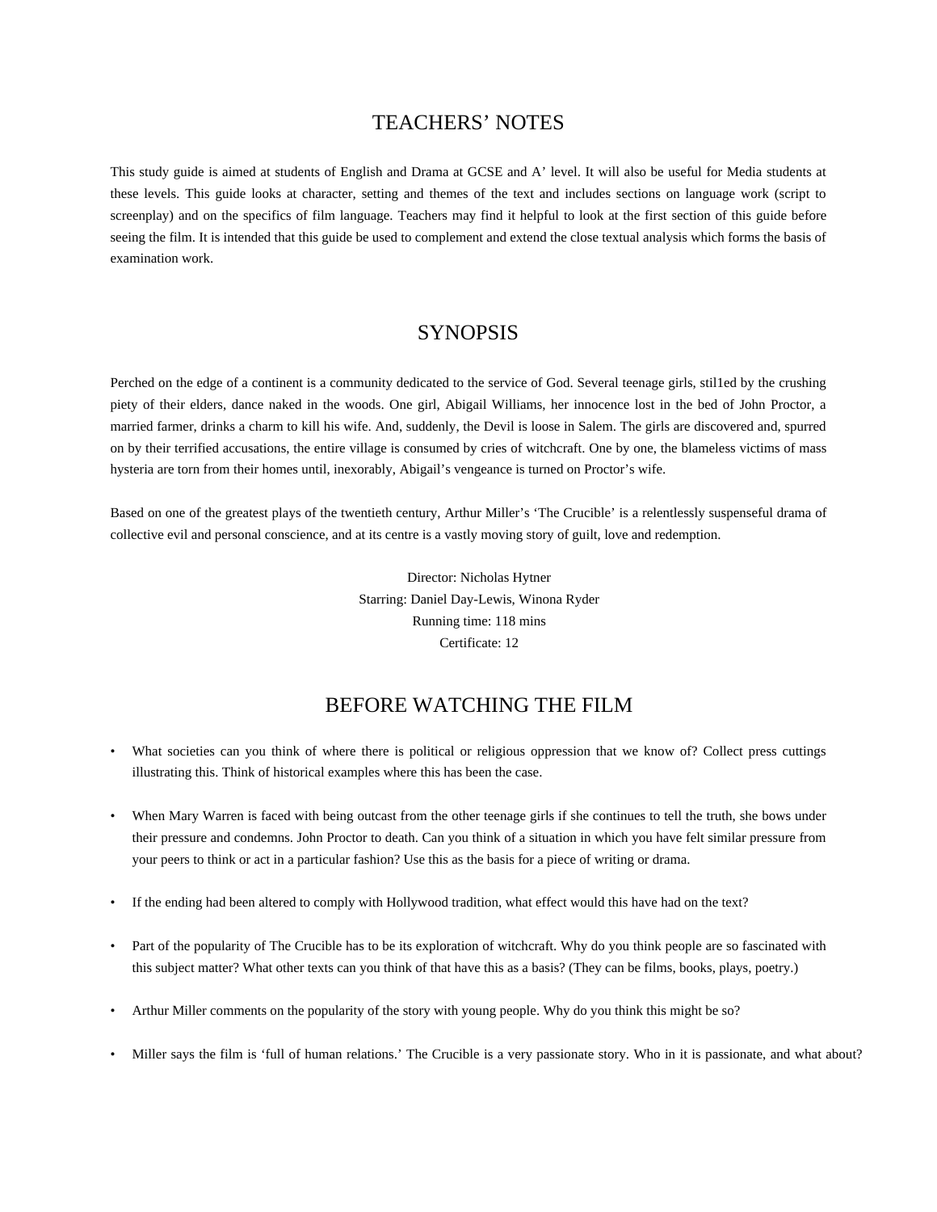## TEACHERS' NOTES

This study guide is aimed at students of English and Drama at GCSE and A' level. It will also be useful for Media students at these levels. This guide looks at character, setting and themes of the text and includes sections on language work (script to screenplay) and on the specifics of film language. Teachers may find it helpful to look at the first section of this guide before seeing the film. It is intended that this guide be used to complement and extend the close textual analysis which forms the basis of examination work.

## SYNOPSIS

Perched on the edge of a continent is a community dedicated to the service of God. Several teenage girls, stil1ed by the crushing piety of their elders, dance naked in the woods. One girl, Abigail Williams, her innocence lost in the bed of John Proctor, a married farmer, drinks a charm to kill his wife. And, suddenly, the Devil is loose in Salem. The girls are discovered and, spurred on by their terrified accusations, the entire village is consumed by cries of witchcraft. One by one, the blameless victims of mass hysteria are torn from their homes until, inexorably, Abigail's vengeance is turned on Proctor's wife.

Based on one of the greatest plays of the twentieth century, Arthur Miller's 'The Crucible' is a relentlessly suspenseful drama of collective evil and personal conscience, and at its centre is a vastly moving story of guilt, love and redemption.

Director: Nicholas Hytner
Starring: Daniel Day-Lewis, Winona Ryder
Running time: 118 mins
Certificate: 12

## BEFORE WATCHING THE FILM

- What societies can you think of where there is political or religious oppression that we know of? Collect press cuttings illustrating this. Think of historical examples where this has been the case.

- When Mary Warren is faced with being outcast from the other teenage girls if she continues to tell the truth, she bows under their pressure and condemns. John Proctor to death. Can you think of a situation in which you have felt similar pressure from your peers to think or act in a particular fashion? Use this as the basis for a piece of writing or drama.

- If the ending had been altered to comply with Hollywood tradition, what effect would this have had on the text?

- Part of the popularity of The Crucible has to be its exploration of witchcraft. Why do you think people are so fascinated with this subject matter? What other texts can you think of that have this as a basis? (They can be films, books, plays, poetry.)

- Arthur Miller comments on the popularity of the story with young people. Why do you think this might be so?

- Miller says the film is 'full of human relations.' The Crucible is a very passionate story. Who in it is passionate, and what about?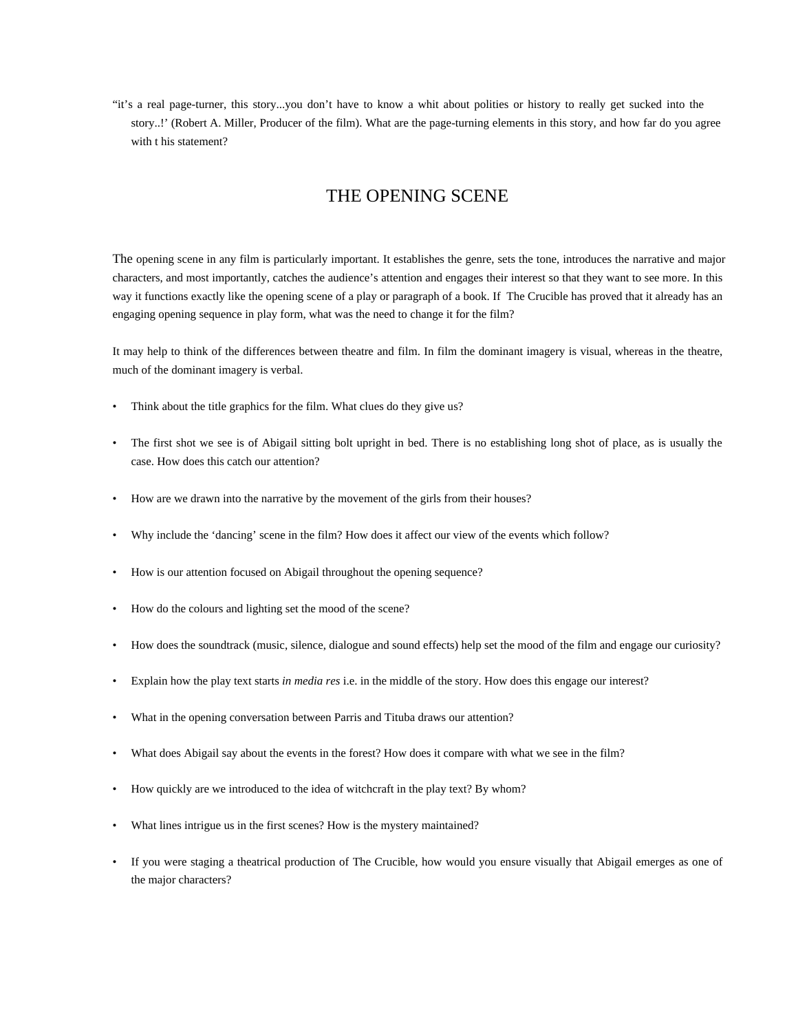"it's a real page-turner, this story...you don't have to know a whit about polities or history to really get sucked into the story..!' (Robert A. Miller, Producer of the film). What are the page-turning elements in this story, and how far do you agree with t his statement?

## THE OPENING SCENE

The opening scene in any film is particularly important. It establishes the genre, sets the tone, introduces the narrative and major characters, and most importantly, catches the audience's attention and engages their interest so that they want to see more. In this way it functions exactly like the opening scene of a play or paragraph of a book. If The Crucible has proved that it already has an engaging opening sequence in play form, what was the need to change it for the film?

It may help to think of the differences between theatre and film. In film the dominant imagery is visual, whereas in the theatre, much of the dominant imagery is verbal.

- Think about the title graphics for the film. What clues do they give us?
- The first shot we see is of Abigail sitting bolt upright in bed. There is no establishing long shot of place, as is usually the case. How does this catch our attention?
- How are we drawn into the narrative by the movement of the girls from their houses?
- Why include the 'dancing' scene in the film? How does it affect our view of the events which follow?
- How is our attention focused on Abigail throughout the opening sequence?
- How do the colours and lighting set the mood of the scene?
- How does the soundtrack (music, silence, dialogue and sound effects) help set the mood of the film and engage our curiosity?
- Explain how the play text starts *in media res* i.e. in the middle of the story. How does this engage our interest?
- What in the opening conversation between Parris and Tituba draws our attention?
- What does Abigail say about the events in the forest? How does it compare with what we see in the film?
- How quickly are we introduced to the idea of witchcraft in the play text? By whom?
- What lines intrigue us in the first scenes? How is the mystery maintained?
- If you were staging a theatrical production of The Crucible, how would you ensure visually that Abigail emerges as one of the major characters?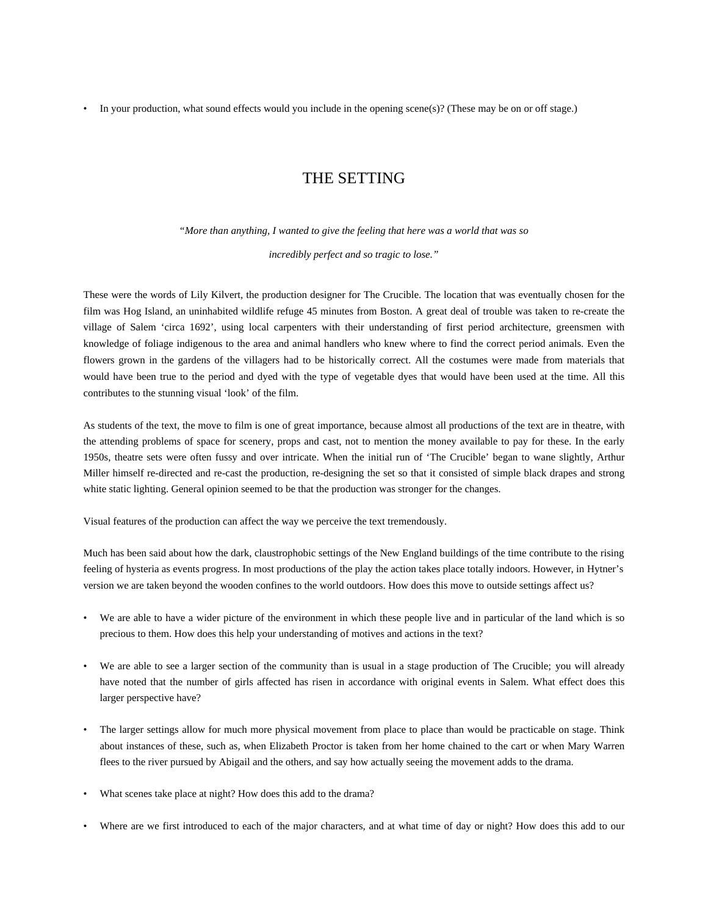- In your production, what sound effects would you include in the opening scene(s)? (These may be on or off stage.)

# THE SETTING

*"More than anything, I wanted to give the feeling that here was a world that was so incredibly perfect and so tragic to lose."*

These were the words of Lily Kilvert, the production designer for The Crucible. The location that was eventually chosen for the film was Hog Island, an uninhabited wildlife refuge 45 minutes from Boston. A great deal of trouble was taken to re-create the village of Salem 'circa 1692', using local carpenters with their understanding of first period architecture, greensmen with knowledge of foliage indigenous to the area and animal handlers who knew where to find the correct period animals. Even the flowers grown in the gardens of the villagers had to be historically correct. All the costumes were made from materials that would have been true to the period and dyed with the type of vegetable dyes that would have been used at the time. All this contributes to the stunning visual 'look' of the film.

As students of the text, the move to film is one of great importance, because almost all productions of the text are in theatre, with the attending problems of space for scenery, props and cast, not to mention the money available to pay for these. In the early 1950s, theatre sets were often fussy and over intricate. When the initial run of 'The Crucible' began to wane slightly, Arthur Miller himself re-directed and re-cast the production, re-designing the set so that it consisted of simple black drapes and strong white static lighting. General opinion seemed to be that the production was stronger for the changes.

Visual features of the production can affect the way we perceive the text tremendously.

Much has been said about how the dark, claustrophobic settings of the New England buildings of the time contribute to the rising feeling of hysteria as events progress. In most productions of the play the action takes place totally indoors. However, in Hytner's version we are taken beyond the wooden confines to the world outdoors. How does this move to outside settings affect us?

- We are able to have a wider picture of the environment in which these people live and in particular of the land which is so precious to them. How does this help your understanding of motives and actions in the text?
- We are able to see a larger section of the community than is usual in a stage production of The Crucible; you will already have noted that the number of girls affected has risen in accordance with original events in Salem. What effect does this larger perspective have?
- The larger settings allow for much more physical movement from place to place than would be practicable on stage. Think about instances of these, such as, when Elizabeth Proctor is taken from her home chained to the cart or when Mary Warren flees to the river pursued by Abigail and the others, and say how actually seeing the movement adds to the drama.
- What scenes take place at night? How does this add to the drama?
- Where are we first introduced to each of the major characters, and at what time of day or night? How does this add to our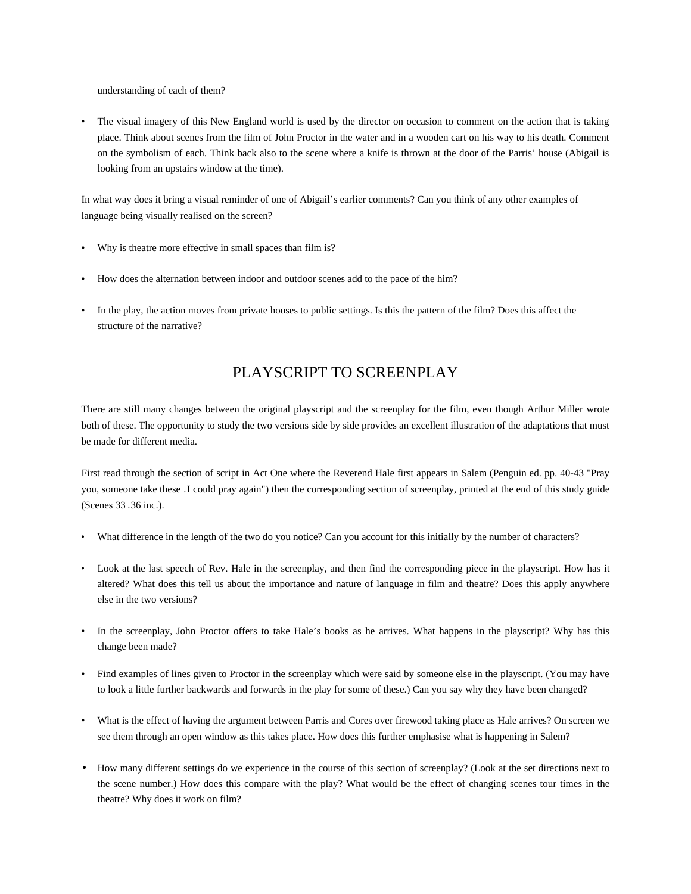understanding of each of them?

- The visual imagery of this New England world is used by the director on occasion to comment on the action that is taking place. Think about scenes from the film of John Proctor in the water and in a wooden cart on his way to his death. Comment on the symbolism of each. Think back also to the scene where a knife is thrown at the door of the Parris' house (Abigail is looking from an upstairs window at the time).

In what way does it bring a visual reminder of one of Abigail's earlier comments? Can you think of any other examples of language being visually realised on the screen?

- Why is theatre more effective in small spaces than film is?
- How does the alternation between indoor and outdoor scenes add to the pace of the him?
- In the play, the action moves from private houses to public settings. Is this the pattern of the film? Does this affect the structure of the narrative?

## PLAYSCRIPT TO SCREENPLAY

There are still many changes between the original playscript and the screenplay for the film, even though Arthur Miller wrote both of these. The opportunity to study the two versions side by side provides an excellent illustration of the adaptations that must be made for different media.

First read through the section of script in Act One where the Reverend Hale first appears in Salem (Penguin ed. pp. 40-43 "Pray you, someone take these - I could pray again") then the corresponding section of screenplay, printed at the end of this study guide (Scenes 33 - 36 inc.).

- What difference in the length of the two do you notice? Can you account for this initially by the number of characters?
- Look at the last speech of Rev. Hale in the screenplay, and then find the corresponding piece in the playscript. How has it altered? What does this tell us about the importance and nature of language in film and theatre? Does this apply anywhere else in the two versions?
- In the screenplay, John Proctor offers to take Hale's books as he arrives. What happens in the playscript? Why has this change been made?
- Find examples of lines given to Proctor in the screenplay which were said by someone else in the playscript. (You may have to look a little further backwards and forwards in the play for some of these.) Can you say why they have been changed?
- What is the effect of having the argument between Parris and Cores over firewood taking place as Hale arrives? On screen we see them through an open window as this takes place. How does this further emphasise what is happening in Salem?
- How many different settings do we experience in the course of this section of screenplay? (Look at the set directions next to the scene number.) How does this compare with the play? What would be the effect of changing scenes tour times in the theatre? Why does it work on film?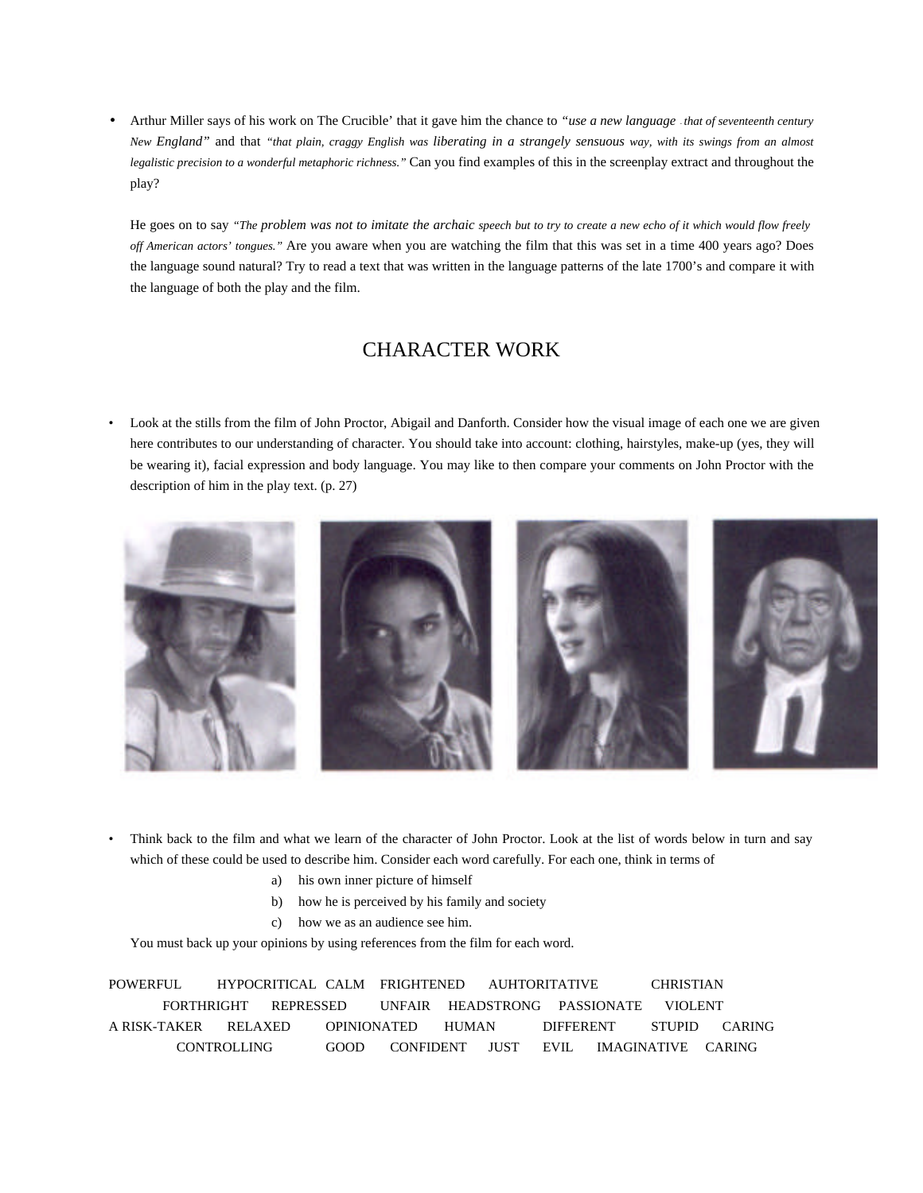- Arthur Miller says of his work on The Crucible' that it gave him the chance to *"use a new language – that of seventeenth century New England"* and that *"that plain, craggy English was liberating in a strangely sensuous way, with its swings from an almost legalistic precision to a wonderful metaphoric richness."* Can you find examples of this in the screenplay extract and throughout the play?

  He goes on to say *"The problem was not to imitate the archaic speech but to try to create a new echo of it which would flow freely off American actors' tongues."* Are you aware when you are watching the film that this was set in a time 400 years ago? Does the language sound natural? Try to read a text that was written in the language patterns of the late 1700's and compare it with the language of both the play and the film.

## CHARACTER WORK

- Look at the stills from the film of John Proctor, Abigail and Danforth. Consider how the visual image of each one we are given here contributes to our understanding of character. You should take into account: clothing, hairstyles, make-up (yes, they will be wearing it), facial expression and body language. You may like to then compare your comments on John Proctor with the description of him in the play text. (p. 27)

- Think back to the film and what we learn of the character of John Proctor. Look at the list of words below in turn and say which of these could be used to describe him. Consider each word carefully. For each one, think in terms of
  a) his own inner picture of himself
  b) how he is perceived by his family and society
  c) how we as an audience see him.

  You must back up your opinions by using references from the film for each word.

POWERFUL HYPOCRITICAL CALM FRIGHTENED AUHTORITATIVE CHRISTIAN
FORTHRIGHT REPRESSED UNFAIR HEADSTRONG PASSIONATE VIOLENT
A RISK-TAKER RELAXED OPINIONATED HUMAN DIFFERENT STUPID CARING
CONTROLLING GOOD CONFIDENT JUST EVIL IMAGINATIVE CARING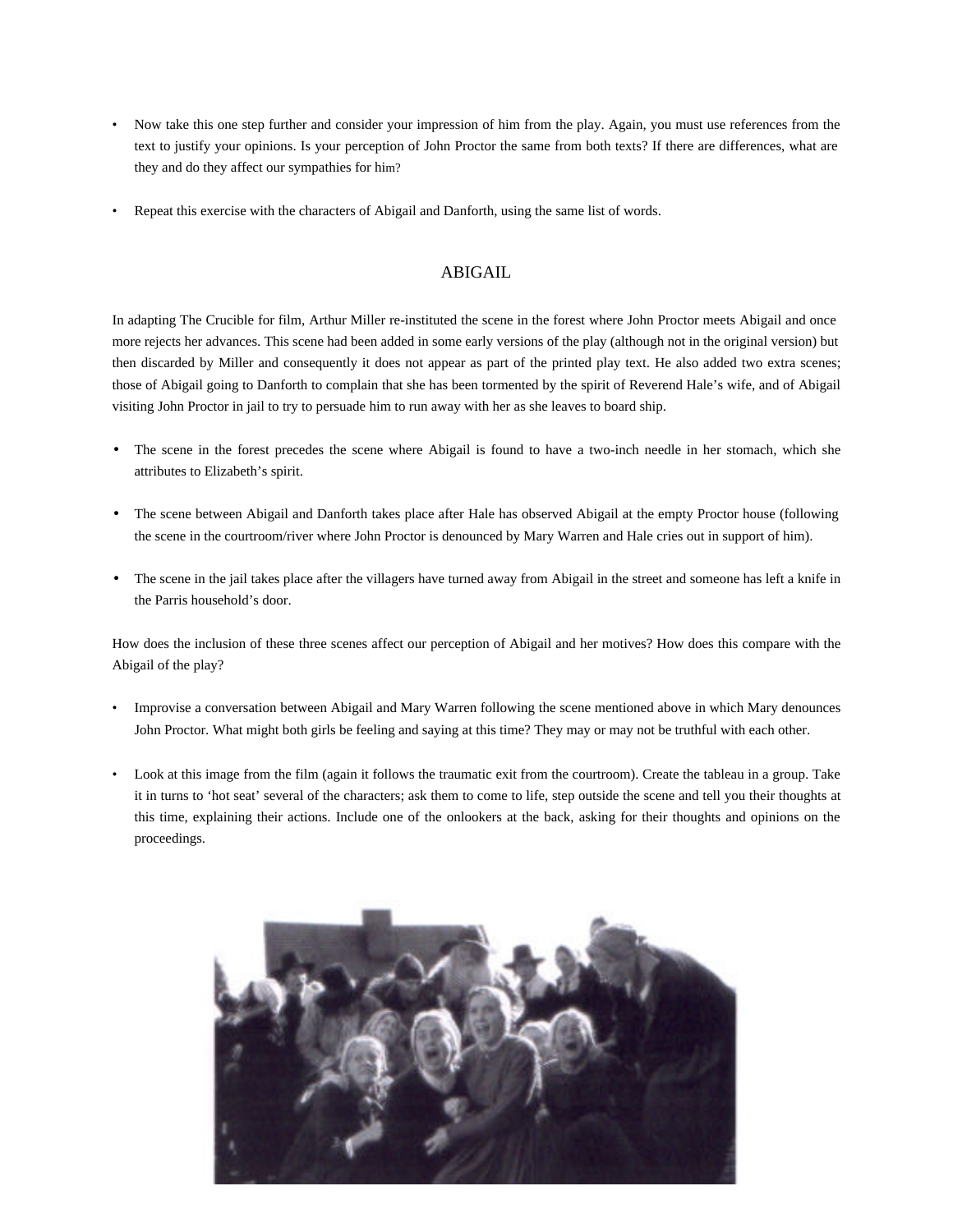- Now take this one step further and consider your impression of him from the play. Again, you must use references from the text to justify your opinions. Is your perception of John Proctor the same from both texts? If there are differences, what are they and do they affect our sympathies for him?

- Repeat this exercise with the characters of Abigail and Danforth, using the same list of words.

## ABIGAIL

In adapting The Crucible for film, Arthur Miller re-instituted the scene in the forest where John Proctor meets Abigail and once more rejects her advances. This scene had been added in some early versions of the play (although not in the original version) but then discarded by Miller and consequently it does not appear as part of the printed play text. He also added two extra scenes; those of Abigail going to Danforth to complain that she has been tormented by the spirit of Reverend Hale's wife, and of Abigail visiting John Proctor in jail to try to persuade him to run away with her as she leaves to board ship.

- The scene in the forest precedes the scene where Abigail is found to have a two-inch needle in her stomach, which she attributes to Elizabeth's spirit.

- The scene between Abigail and Danforth takes place after Hale has observed Abigail at the empty Proctor house (following the scene in the courtroom/river where John Proctor is denounced by Mary Warren and Hale cries out in support of him).

- The scene in the jail takes place after the villagers have turned away from Abigail in the street and someone has left a knife in the Parris household's door.

How does the inclusion of these three scenes affect our perception of Abigail and her motives? How does this compare with the Abigail of the play?

- Improvise a conversation between Abigail and Mary Warren following the scene mentioned above in which Mary denounces John Proctor. What might both girls be feeling and saying at this time? They may or may not be truthful with each other.

- Look at this image from the film (again it follows the traumatic exit from the courtroom). Create the tableau in a group. Take it in turns to 'hot seat' several of the characters; ask them to come to life, step outside the scene and tell you their thoughts at this time, explaining their actions. Include one of the onlookers at the back, asking for their thoughts and opinions on the proceedings.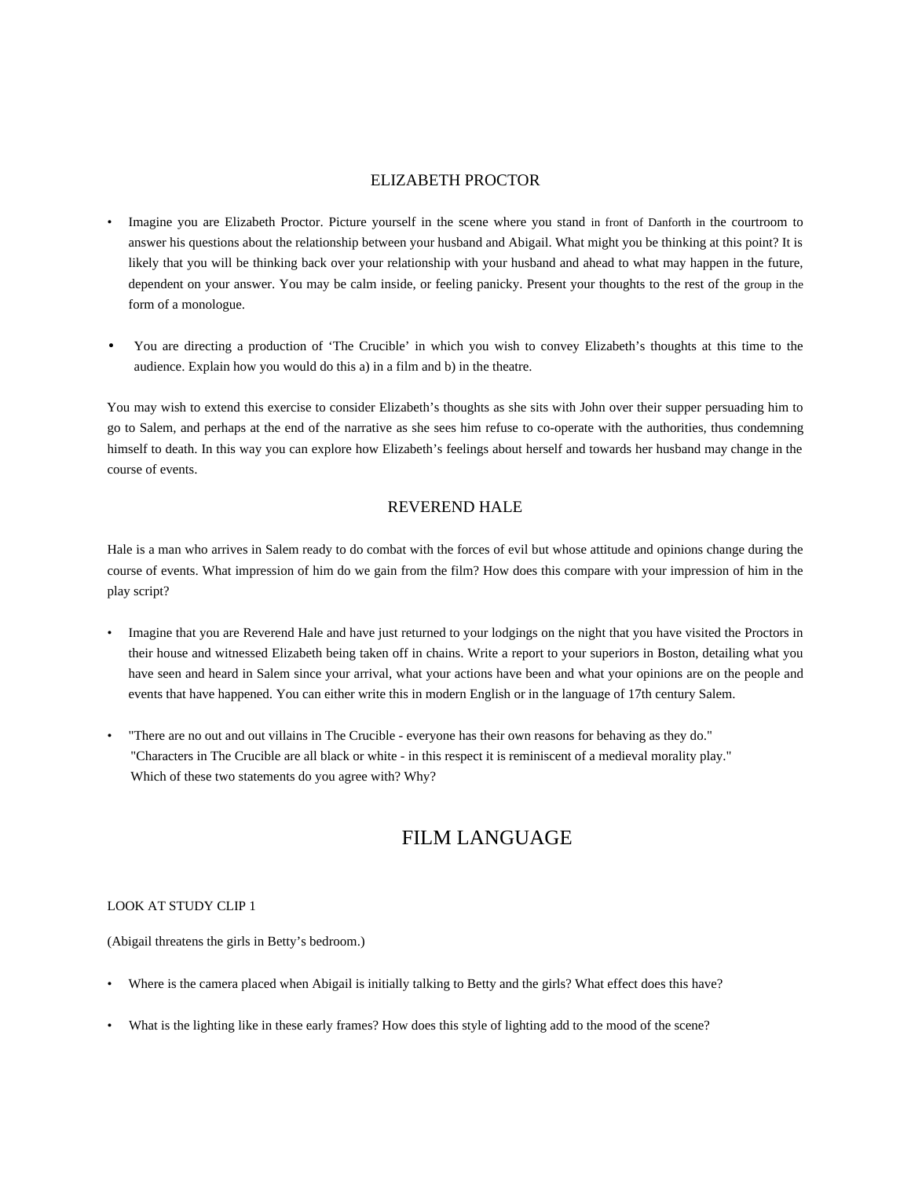## ELIZABETH PROCTOR

- Imagine you are Elizabeth Proctor. Picture yourself in the scene where you stand in front of Danforth in the courtroom to answer his questions about the relationship between your husband and Abigail. What might you be thinking at this point? It is likely that you will be thinking back over your relationship with your husband and ahead to what may happen in the future, dependent on your answer. You may be calm inside, or feeling panicky. Present your thoughts to the rest of the group in the form of a monologue.

- You are directing a production of 'The Crucible' in which you wish to convey Elizabeth's thoughts at this time to the audience. Explain how you would do this a) in a film and b) in the theatre.

You may wish to extend this exercise to consider Elizabeth's thoughts as she sits with John over their supper persuading him to go to Salem, and perhaps at the end of the narrative as she sees him refuse to co-operate with the authorities, thus condemning himself to death. In this way you can explore how Elizabeth's feelings about herself and towards her husband may change in the course of events.

## REVEREND HALE

Hale is a man who arrives in Salem ready to do combat with the forces of evil but whose attitude and opinions change during the course of events. What impression of him do we gain from the film? How does this compare with your impression of him in the play script?

- Imagine that you are Reverend Hale and have just returned to your lodgings on the night that you have visited the Proctors in their house and witnessed Elizabeth being taken off in chains. Write a report to your superiors in Boston, detailing what you have seen and heard in Salem since your arrival, what your actions have been and what your opinions are on the people and events that have happened. You can either write this in modern English or in the language of 17th century Salem.

- "There are no out and out villains in The Crucible - everyone has their own reasons for behaving as they do."
  "Characters in The Crucible are all black or white - in this respect it is reminiscent of a medieval morality play."
  Which of these two statements do you agree with? Why?

# FILM LANGUAGE

LOOK AT STUDY CLIP 1

(Abigail threatens the girls in Betty's bedroom.)

- Where is the camera placed when Abigail is initially talking to Betty and the girls? What effect does this have?

- What is the lighting like in these early frames? How does this style of lighting add to the mood of the scene?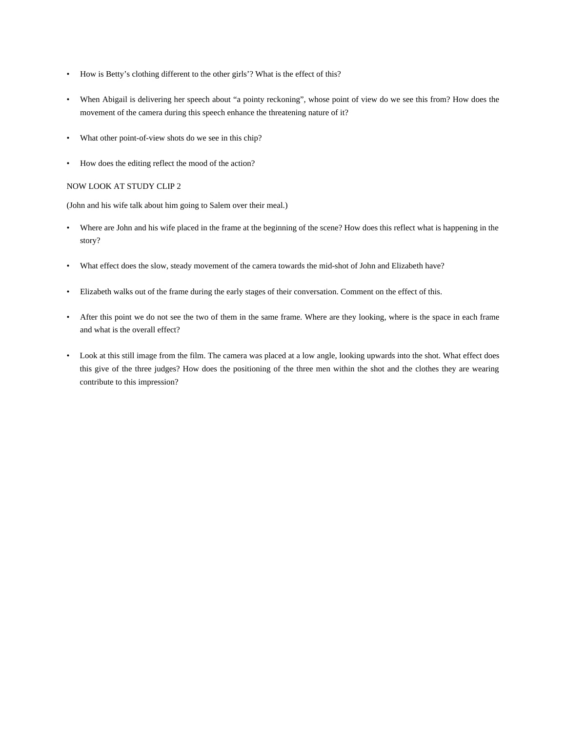- How is Betty's clothing different to the other girls'? What is the effect of this?

- When Abigail is delivering her speech about "a pointy reckoning", whose point of view do we see this from? How does the movement of the camera during this speech enhance the threatening nature of it?

- What other point-of-view shots do we see in this chip?

- How does the editing reflect the mood of the action?

NOW LOOK AT STUDY CLIP 2

(John and his wife talk about him going to Salem over their meal.)

- Where are John and his wife placed in the frame at the beginning of the scene? How does this reflect what is happening in the story?

- What effect does the slow, steady movement of the camera towards the mid-shot of John and Elizabeth have?

- Elizabeth walks out of the frame during the early stages of their conversation. Comment on the effect of this.

- After this point we do not see the two of them in the same frame. Where are they looking, where is the space in each frame and what is the overall effect?

- Look at this still image from the film. The camera was placed at a low angle, looking upwards into the shot. What effect does this give of the three judges? How does the positioning of the three men within the shot and the clothes they are wearing contribute to this impression?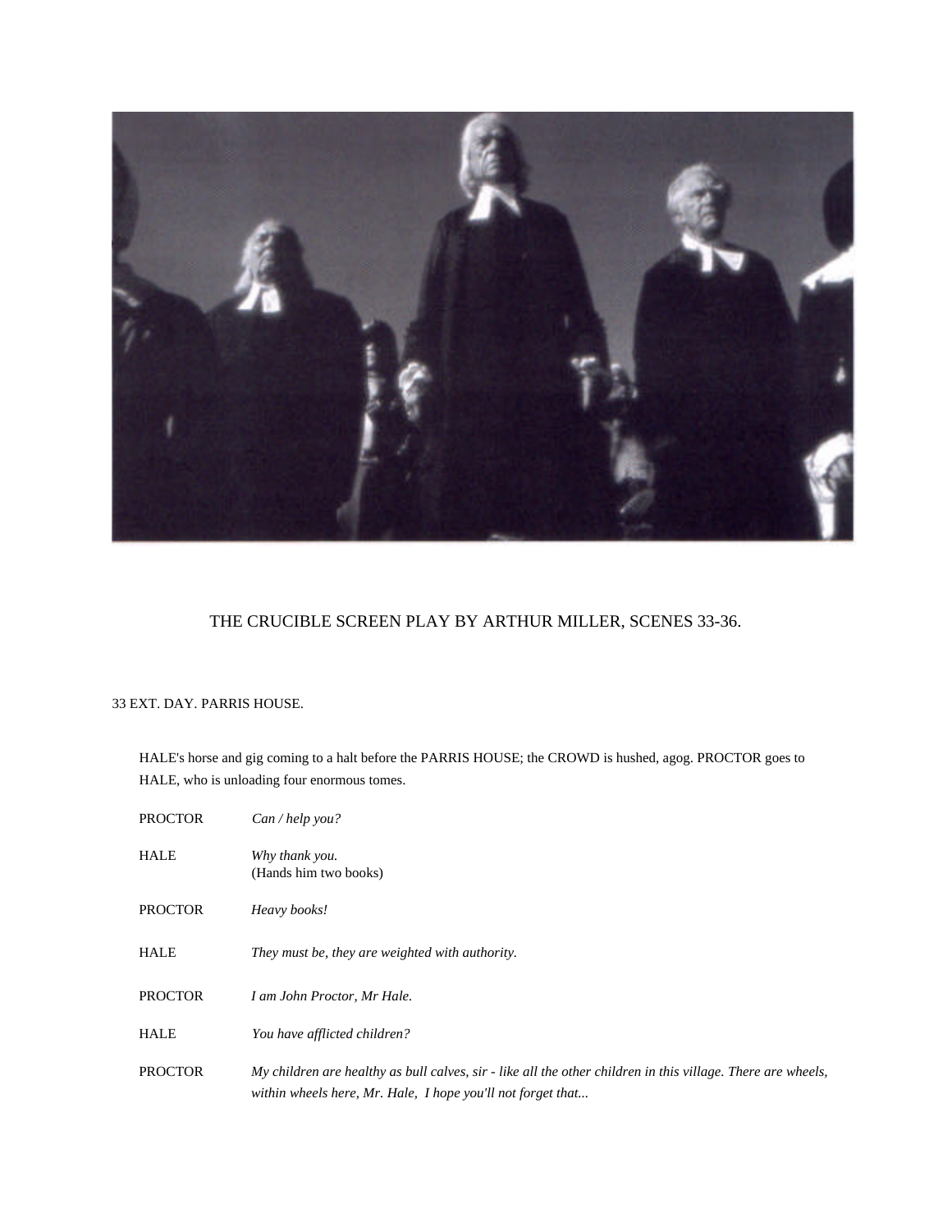THE CRUCIBLE SCREEN PLAY BY ARTHUR MILLER, SCENES 33-36.

33 EXT. DAY. PARRIS HOUSE.

HALE's horse and gig coming to a halt before the PARRIS HOUSE; the CROWD is hushed, agog. PROCTOR goes to HALE, who is unloading four enormous tomes.

| | |
|---|---|
| PROCTOR | *Can / help you?* |
| HALE | *Why thank you.* (Hands him two books) |
| PROCTOR | *Heavy books!* |
| HALE | *They must be, they are weighted with authority.* |
| PROCTOR | *I am John Proctor, Mr Hale.* |
| HALE | *You have afflicted children?* |
| PROCTOR | *My children are healthy as bull calves, sir - like all the other children in this village. There are wheels, within wheels here, Mr. Hale, I hope you'll not forget that...* |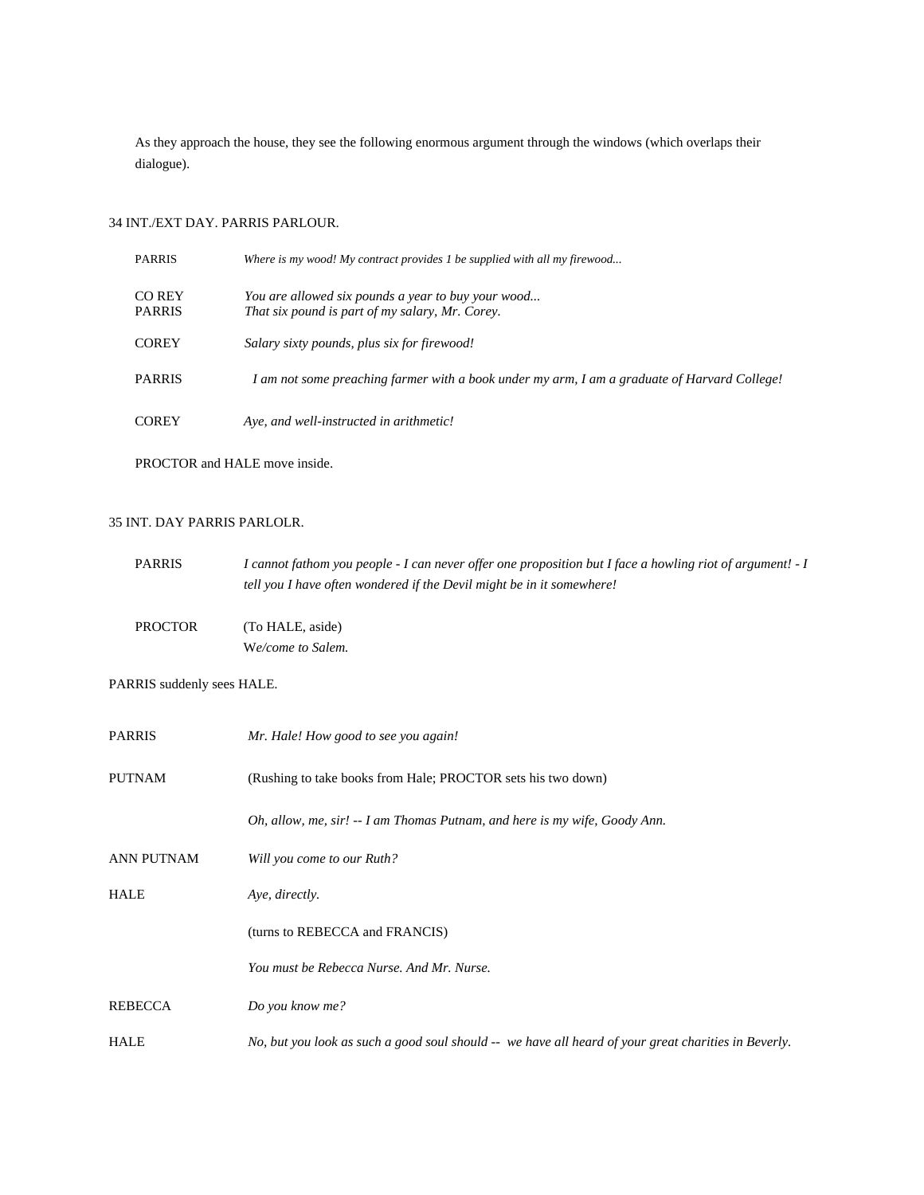As they approach the house, they see the following enormous argument through the windows (which overlaps their dialogue).

34 INT./EXT DAY. PARRIS PARLOUR.

PARRIS *Where is my wood! My contract provides 1 be supplied with all my firewood...*

CO REY *You are allowed six pounds a year to buy your wood...*
PARRIS *That six pound is part of my salary, Mr. Corey.*

COREY *Salary sixty pounds, plus six for firewood!*

PARRIS *I am not some preaching farmer with a book under my arm, I am a graduate of Harvard College!*

COREY *Aye, and well-instructed in arithmetic!*

PROCTOR and HALE move inside.

35 INT. DAY PARRIS PARLOLR.

PARRIS *I cannot fathom you people - I can never offer one proposition but I face a howling riot of argument! - I tell you I have often wondered if the Devil might be in it somewhere!*

PROCTOR (To HALE, aside)
W*e/come to Salem.*

PARRIS suddenly sees HALE.

PARRIS *Mr. Hale! How good to see you again!*

PUTNAM (Rushing to take books from Hale; PROCTOR sets his two down)

*Oh, allow, me, sir! -- I am Thomas Putnam, and here is my wife, Goody Ann.*

ANN PUTNAM *Will you come to our Ruth?*

HALE *Aye, directly.*

(turns to REBECCA and FRANCIS)

*You must be Rebecca Nurse. And Mr. Nurse.*

REBECCA *Do you know me?*

HALE *No, but you look as such a good soul should -- we have all heard of your great charities in Beverly.*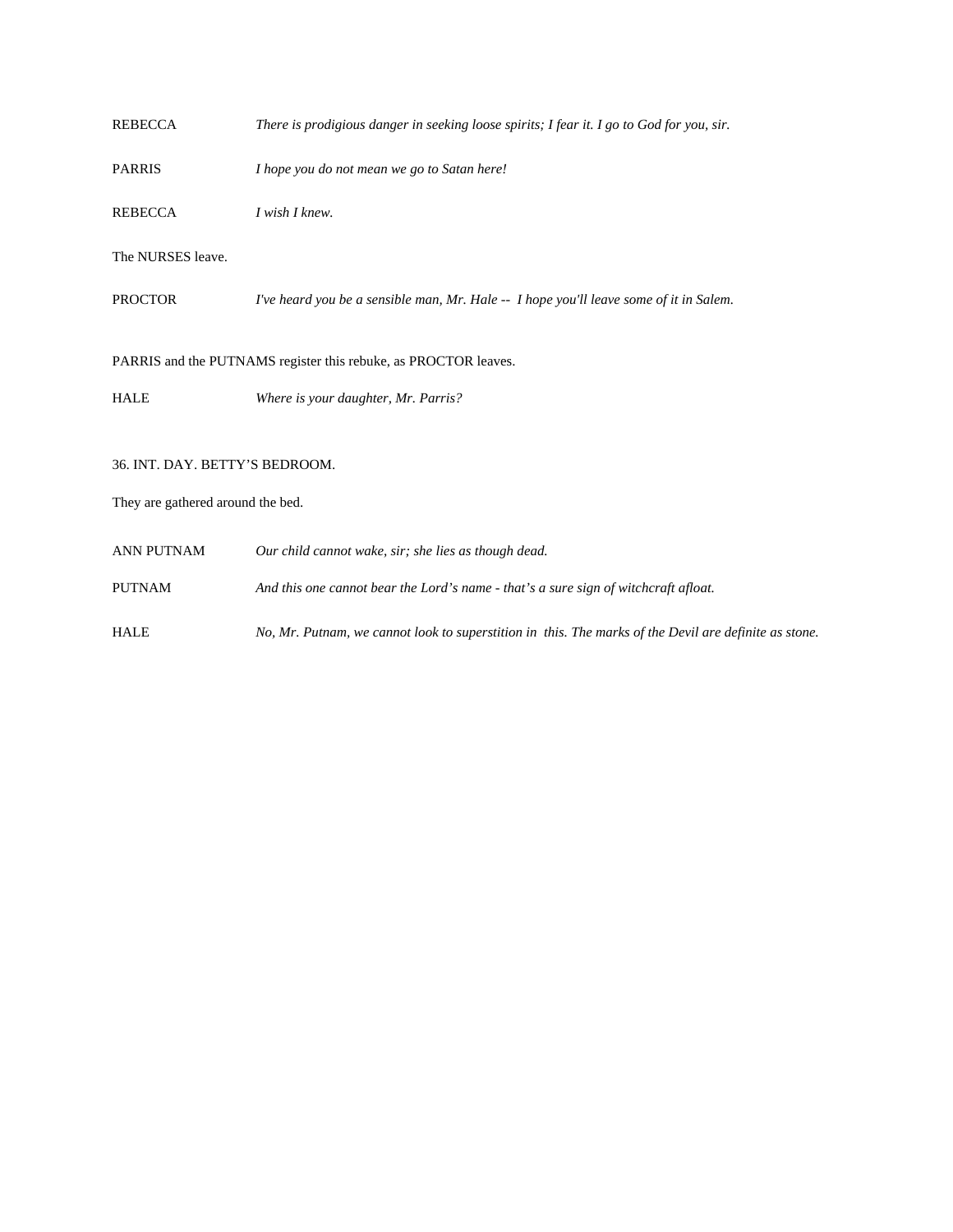REBECCA *There is prodigious danger in seeking loose spirits; I fear it. I go to God for you, sir.*

PARRIS *I hope you do not mean we go to Satan here!*

REBECCA *I wish I knew.*

The NURSES leave.

PROCTOR *I've heard you be a sensible man, Mr. Hale -- I hope you'll leave some of it in Salem.*

PARRIS and the PUTNAMS register this rebuke, as PROCTOR leaves.

HALE *Where is your daughter, Mr. Parris?*

36. INT. DAY. BETTY'S BEDROOM.

They are gathered around the bed.

ANN PUTNAM *Our child cannot wake, sir; she lies as though dead.*

PUTNAM *And this one cannot bear the Lord's name - that's a sure sign of witchcraft afloat.*

HALE *No, Mr. Putnam, we cannot look to superstition in this. The marks of the Devil are definite as stone.*